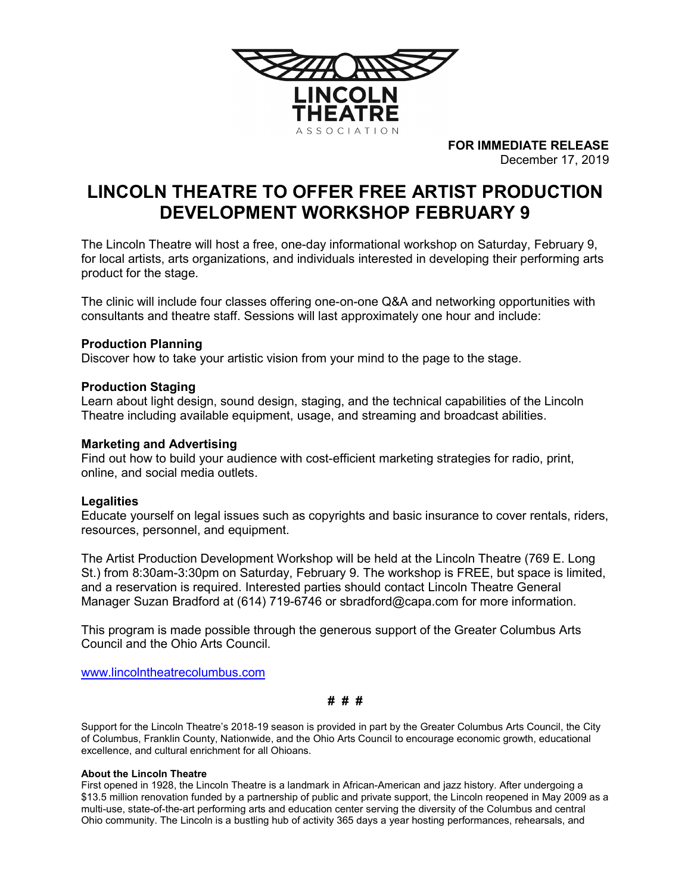LINCOLN THEATRE ASSOCIATION

**FOR IMMEDIATE RELEASE**
December 17, 2019

# LINCOLN THEATRE TO OFFER FREE ARTIST PRODUCTION DEVELOPMENT WORKSHOP FEBRUARY 9

The Lincoln Theatre will host a free, one-day informational workshop on Saturday, February 9, for local artists, arts organizations, and individuals interested in developing their performing arts product for the stage.

The clinic will include four classes offering one-on-one Q&A and networking opportunities with consultants and theatre staff. Sessions will last approximately one hour and include:

**Production Planning**
Discover how to take your artistic vision from your mind to the page to the stage.

**Production Staging**
Learn about light design, sound design, staging, and the technical capabilities of the Lincoln Theatre including available equipment, usage, and streaming and broadcast abilities.

**Marketing and Advertising**
Find out how to build your audience with cost-efficient marketing strategies for radio, print, online, and social media outlets.

**Legalities**
Educate yourself on legal issues such as copyrights and basic insurance to cover rentals, riders, resources, personnel, and equipment.

The Artist Production Development Workshop will be held at the Lincoln Theatre (769 E. Long St.) from 8:30am-3:30pm on Saturday, February 9. The workshop is FREE, but space is limited, and a reservation is required. Interested parties should contact Lincoln Theatre General Manager Suzan Bradford at (614) 719-6746 or sbradford@capa.com for more information.

This program is made possible through the generous support of the Greater Columbus Arts Council and the Ohio Arts Council.

www.lincolntheatrecolumbus.com

**# # #**

Support for the Lincoln Theatre's 2018-19 season is provided in part by the Greater Columbus Arts Council, the City of Columbus, Franklin County, Nationwide, and the Ohio Arts Council to encourage economic growth, educational excellence, and cultural enrichment for all Ohioans.

**About the Lincoln Theatre**
First opened in 1928, the Lincoln Theatre is a landmark in African-American and jazz history. After undergoing a $13.5 million renovation funded by a partnership of public and private support, the Lincoln reopened in May 2009 as a multi-use, state-of-the-art performing arts and education center serving the diversity of the Columbus and central Ohio community. The Lincoln is a bustling hub of activity 365 days a year hosting performances, rehearsals, and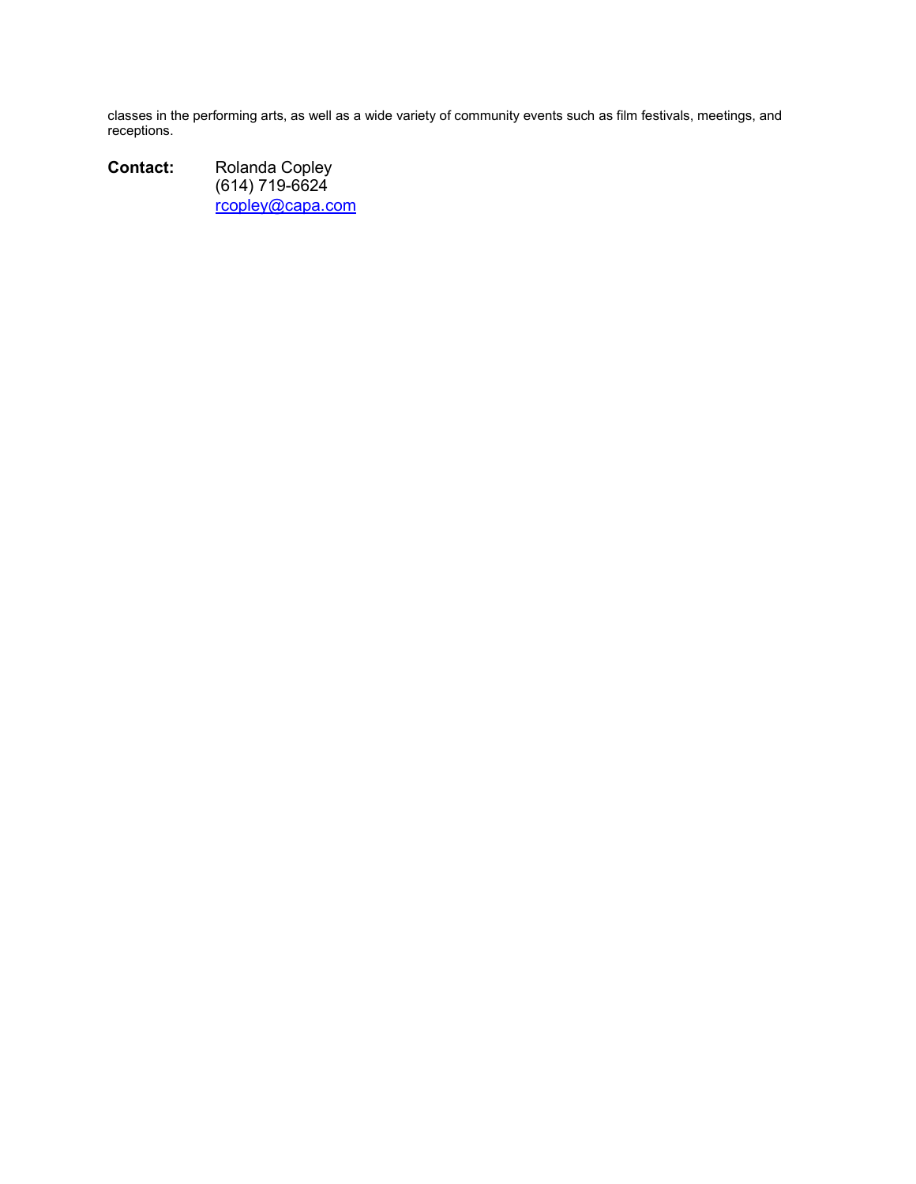classes in the performing arts, as well as a wide variety of community events such as film festivals, meetings, and receptions.

**Contact:** Rolanda Copley
(614) 719-6624
rcopley@capa.com